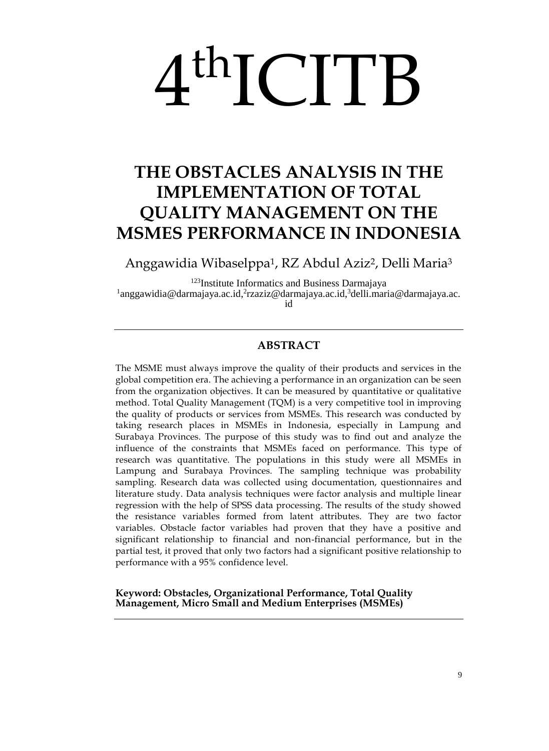# 4thICITB

# THE OBSTACLES ANALYSIS IN THE IMPLEMENTATION OF TOTAL QUALITY MANAGEMENT ON THE MSMES PERFORMANCE IN INDONESIA

Anggawidia Wibaselppa[1], RZ Abdul Aziz[2], Delli Maria[3]

[123]Institute Informatics and Business Darmajaya
[1]anggawidia@darmajaya.ac.id,[2]rzaziz@darmajaya.ac.id,[3]delli.maria@darmajaya.ac.id

---

## ABSTRACT

The MSME must always improve the quality of their products and services in the global competition era. The achieving a performance in an organization can be seen from the organization objectives. It can be measured by quantitative or qualitative method. Total Quality Management (TQM) is a very competitive tool in improving the quality of products or services from MSMEs. This research was conducted by taking research places in MSMEs in Indonesia, especially in Lampung and Surabaya Provinces. The purpose of this study was to find out and analyze the influence of the constraints that MSMEs faced on performance. This type of research was quantitative. The populations in this study were all MSMEs in Lampung and Surabaya Provinces. The sampling technique was probability sampling. Research data was collected using documentation, questionnaires and literature study. Data analysis techniques were factor analysis and multiple linear regression with the help of SPSS data processing. The results of the study showed the resistance variables formed from latent attributes. They are two factor variables. Obstacle factor variables had proven that they have a positive and significant relationship to financial and non-financial performance, but in the partial test, it proved that only two factors had a significant positive relationship to performance with a 95% confidence level.

**Keyword: Obstacles, Organizational Performance, Total Quality Management, Micro Small and Medium Enterprises (MSMEs)**

---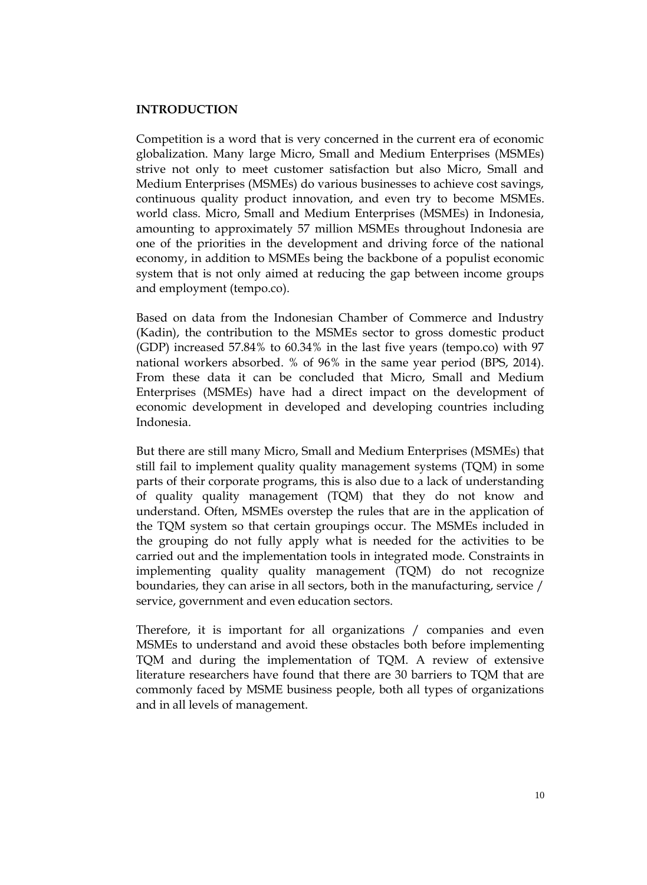## INTRODUCTION

Competition is a word that is very concerned in the current era of economic globalization. Many large Micro, Small and Medium Enterprises (MSMEs) strive not only to meet customer satisfaction but also Micro, Small and Medium Enterprises (MSMEs) do various businesses to achieve cost savings, continuous quality product innovation, and even try to become MSMEs. world class. Micro, Small and Medium Enterprises (MSMEs) in Indonesia, amounting to approximately 57 million MSMEs throughout Indonesia are one of the priorities in the development and driving force of the national economy, in addition to MSMEs being the backbone of a populist economic system that is not only aimed at reducing the gap between income groups and employment (tempo.co).

Based on data from the Indonesian Chamber of Commerce and Industry (Kadin), the contribution to the MSMEs sector to gross domestic product (GDP) increased 57.84% to 60.34% in the last five years (tempo.co) with 97 national workers absorbed. % of 96% in the same year period (BPS, 2014). From these data it can be concluded that Micro, Small and Medium Enterprises (MSMEs) have had a direct impact on the development of economic development in developed and developing countries including Indonesia.

But there are still many Micro, Small and Medium Enterprises (MSMEs) that still fail to implement quality quality management systems (TQM) in some parts of their corporate programs, this is also due to a lack of understanding of quality quality management (TQM) that they do not know and understand. Often, MSMEs overstep the rules that are in the application of the TQM system so that certain groupings occur. The MSMEs included in the grouping do not fully apply what is needed for the activities to be carried out and the implementation tools in integrated mode. Constraints in implementing quality quality management (TQM) do not recognize boundaries, they can arise in all sectors, both in the manufacturing, service / service, government and even education sectors.

Therefore, it is important for all organizations / companies and even MSMEs to understand and avoid these obstacles both before implementing TQM and during the implementation of TQM. A review of extensive literature researchers have found that there are 30 barriers to TQM that are commonly faced by MSME business people, both all types of organizations and in all levels of management.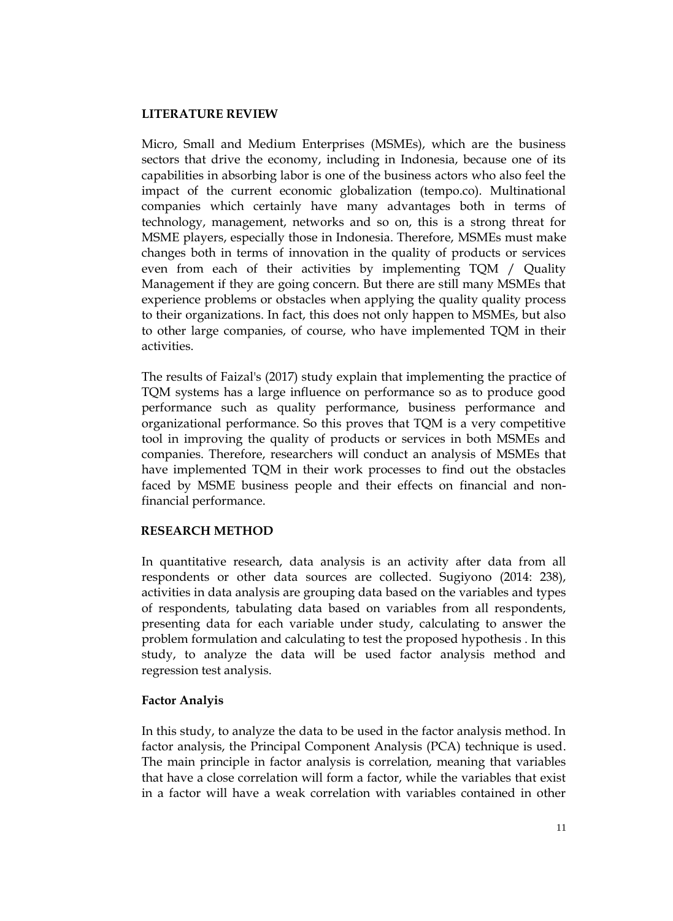## LITERATURE REVIEW

Micro, Small and Medium Enterprises (MSMEs), which are the business sectors that drive the economy, including in Indonesia, because one of its capabilities in absorbing labor is one of the business actors who also feel the impact of the current economic globalization (tempo.co). Multinational companies which certainly have many advantages both in terms of technology, management, networks and so on, this is a strong threat for MSME players, especially those in Indonesia. Therefore, MSMEs must make changes both in terms of innovation in the quality of products or services even from each of their activities by implementing TQM / Quality Management if they are going concern. But there are still many MSMEs that experience problems or obstacles when applying the quality quality process to their organizations. In fact, this does not only happen to MSMEs, but also to other large companies, of course, who have implemented TQM in their activities.

The results of Faizal's (2017) study explain that implementing the practice of TQM systems has a large influence on performance so as to produce good performance such as quality performance, business performance and organizational performance. So this proves that TQM is a very competitive tool in improving the quality of products or services in both MSMEs and companies. Therefore, researchers will conduct an analysis of MSMEs that have implemented TQM in their work processes to find out the obstacles faced by MSME business people and their effects on financial and non-financial performance.

## RESEARCH METHOD

In quantitative research, data analysis is an activity after data from all respondents or other data sources are collected. Sugiyono (2014: 238), activities in data analysis are grouping data based on the variables and types of respondents, tabulating data based on variables from all respondents, presenting data for each variable under study, calculating to answer the problem formulation and calculating to test the proposed hypothesis . In this study, to analyze the data will be used factor analysis method and regression test analysis.

### Factor Analyis

In this study, to analyze the data to be used in the factor analysis method. In factor analysis, the Principal Component Analysis (PCA) technique is used. The main principle in factor analysis is correlation, meaning that variables that have a close correlation will form a factor, while the variables that exist in a factor will have a weak correlation with variables contained in other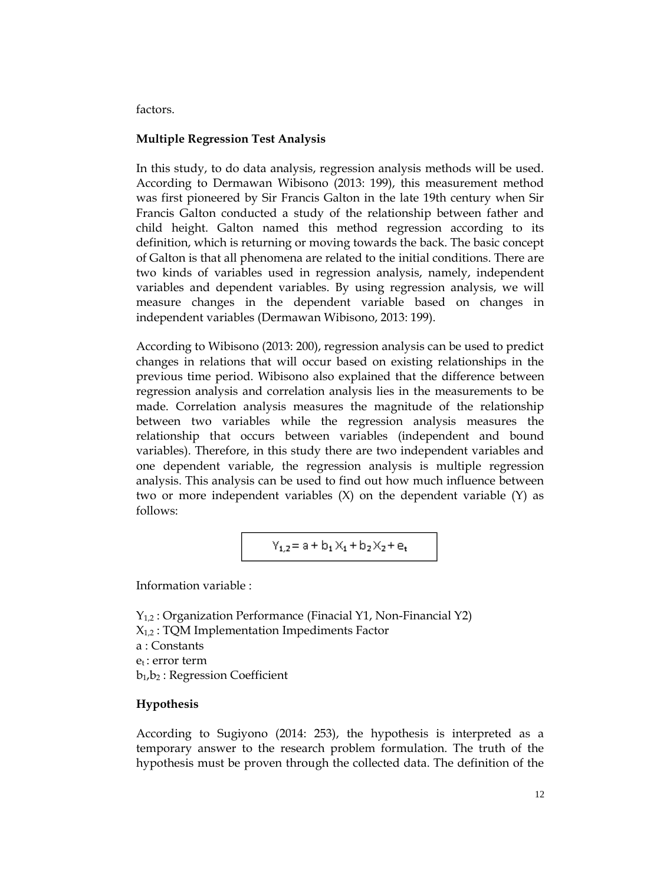factors.

### Multiple Regression Test Analysis

In this study, to do data analysis, regression analysis methods will be used. According to Dermawan Wibisono (2013: 199), this measurement method was first pioneered by Sir Francis Galton in the late 19th century when Sir Francis Galton conducted a study of the relationship between father and child height. Galton named this method regression according to its definition, which is returning or moving towards the back. The basic concept of Galton is that all phenomena are related to the initial conditions. There are two kinds of variables used in regression analysis, namely, independent variables and dependent variables. By using regression analysis, we will measure changes in the dependent variable based on changes in independent variables (Dermawan Wibisono, 2013: 199).

According to Wibisono (2013: 200), regression analysis can be used to predict changes in relations that will occur based on existing relationships in the previous time period. Wibisono also explained that the difference between regression analysis and correlation analysis lies in the measurements to be made. Correlation analysis measures the magnitude of the relationship between two variables while the regression analysis measures the relationship that occurs between variables (independent and bound variables). Therefore, in this study there are two independent variables and one dependent variable, the regression analysis is multiple regression analysis. This analysis can be used to find out how much influence between two or more independent variables (X) on the dependent variable (Y) as follows:

$$Y_{1,2} = a + b_1 X_1 + b_2 X_2 + e_t$$

Information variable :

$Y_{1,2}$ : Organization Performance (Finacial Y1, Non-Financial Y2)
$X_{1,2}$ : TQM Implementation Impediments Factor
a : Constants
$e_t$ : error term
$b_1$,$b_2$ : Regression Coefficient

### Hypothesis

According to Sugiyono (2014: 253), the hypothesis is interpreted as a temporary answer to the research problem formulation. The truth of the hypothesis must be proven through the collected data. The definition of the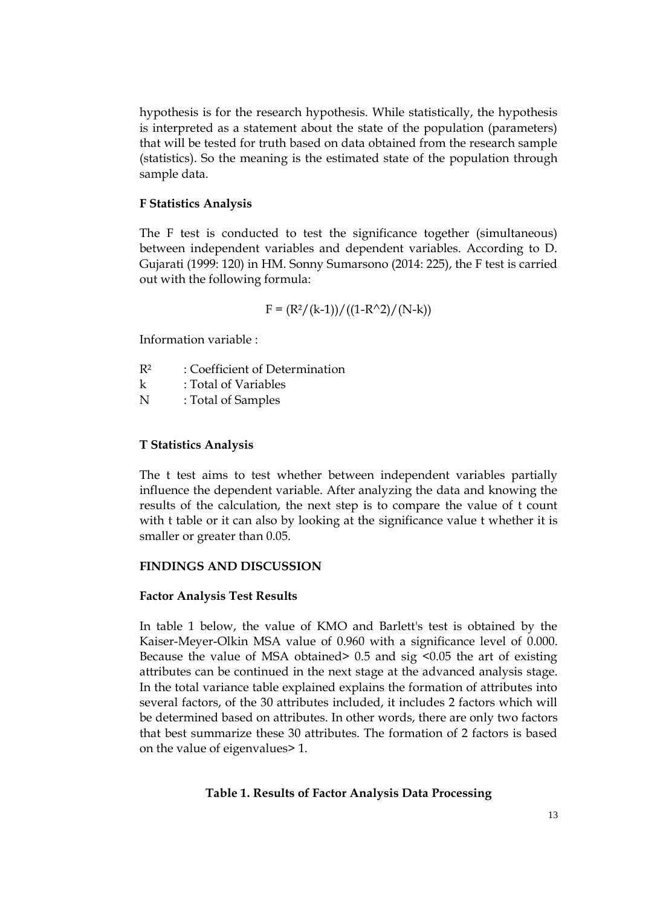hypothesis is for the research hypothesis. While statistically, the hypothesis is interpreted as a statement about the state of the population (parameters) that will be tested for truth based on data obtained from the research sample (statistics). So the meaning is the estimated state of the population through sample data.

**F Statistics Analysis**

The F test is conducted to test the significance together (simultaneous) between independent variables and dependent variables. According to D. Gujarati (1999: 120) in HM. Sonny Sumarsono (2014: 225), the F test is carried out with the following formula:

$$F = (R^2/(k-1))/((1-R^2)/(N-k))$$

Information variable :

$R^2$ : Coefficient of Determination
k : Total of Variables
N : Total of Samples

**T Statistics Analysis**

The t test aims to test whether between independent variables partially influence the dependent variable. After analyzing the data and knowing the results of the calculation, the next step is to compare the value of t count with t table or it can also by looking at the significance value t whether it is smaller or greater than 0.05.

## FINDINGS AND DISCUSSION

**Factor Analysis Test Results**

In table 1 below, the value of KMO and Barlett's test is obtained by the Kaiser-Meyer-Olkin MSA value of 0.960 with a significance level of 0.000. Because the value of MSA obtained> 0.5 and sig <0.05 the art of existing attributes can be continued in the next stage at the advanced analysis stage. In the total variance table explained explains the formation of attributes into several factors, of the 30 attributes included, it includes 2 factors which will be determined based on attributes. In other words, there are only two factors that best summarize these 30 attributes. The formation of 2 factors is based on the value of eigenvalues> 1.

**Table 1. Results of Factor Analysis Data Processing**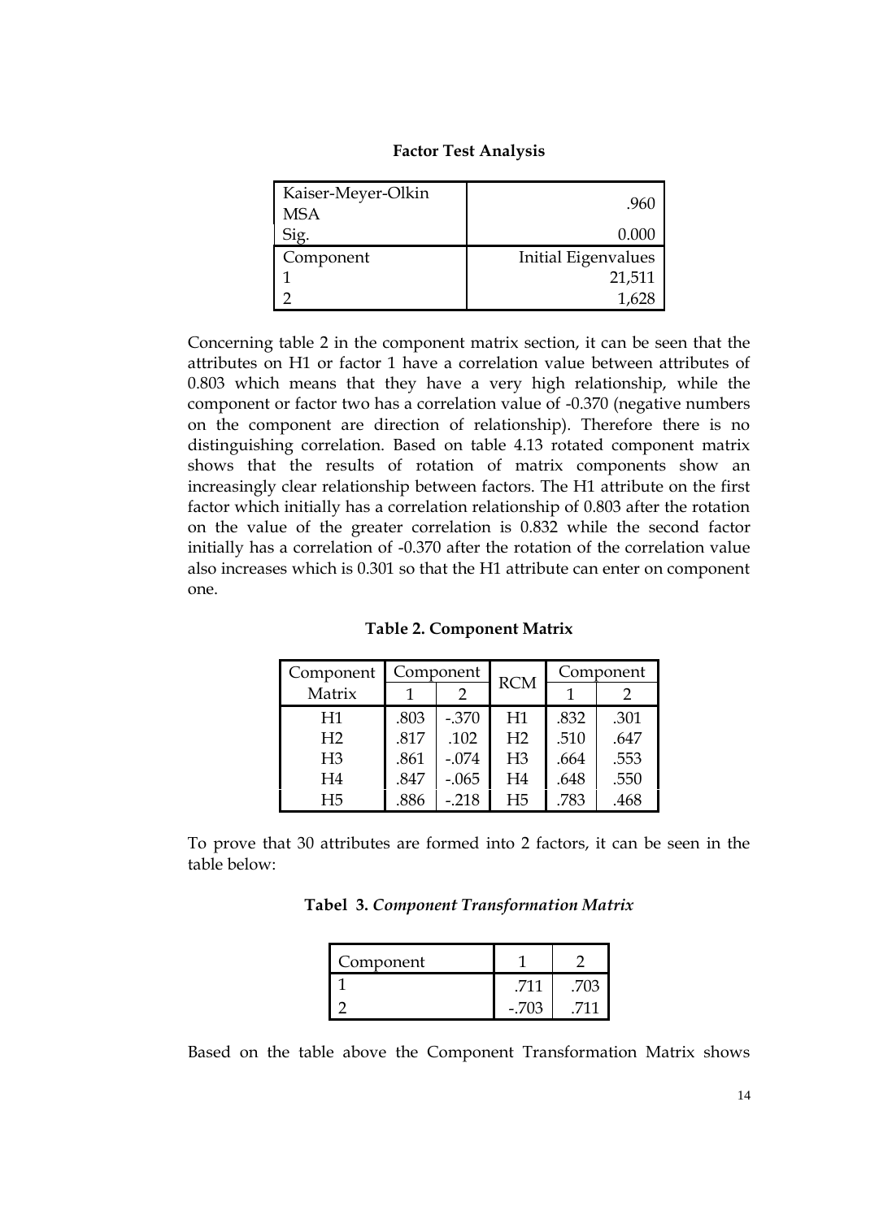**Factor Test Analysis**

| Kaiser-Meyer-Olkin MSA | .960 |
|---|---|
| Sig. | 0.000 |
| Component | Initial Eigenvalues |
| 1 | 21,511 |
| 2 | 1,628 |

Concerning table 2 in the component matrix section, it can be seen that the attributes on H1 or factor 1 have a correlation value between attributes of 0.803 which means that they have a very high relationship, while the component or factor two has a correlation value of -0.370 (negative numbers on the component are direction of relationship). Therefore there is no distinguishing correlation. Based on table 4.13 rotated component matrix shows that the results of rotation of matrix components show an increasingly clear relationship between factors. The H1 attribute on the first factor which initially has a correlation relationship of 0.803 after the rotation on the value of the greater correlation is 0.832 while the second factor initially has a correlation of -0.370 after the rotation of the correlation value also increases which is 0.301 so that the H1 attribute can enter on component one.

**Table 2. Component Matrix**

| Component Matrix | Component | | RCM | Component | |
|---|---|---|---|---|---|
| | 1 | 2 | | 1 | 2 |
| H1 | .803 | -.370 | H1 | .832 | .301 |
| H2 | .817 | .102 | H2 | .510 | .647 |
| H3 | .861 | -.074 | H3 | .664 | .553 |
| H4 | .847 | -.065 | H4 | .648 | .550 |
| H5 | .886 | -.218 | H5 | .783 | .468 |

To prove that 30 attributes are formed into 2 factors, it can be seen in the table below:

**Tabel 3.** ***Component Transformation Matrix***

| Component | 1 | 2 |
|---|---|---|
| 1 | .711 | .703 |
| 2 | -.703 | .711 |

Based on the table above the Component Transformation Matrix shows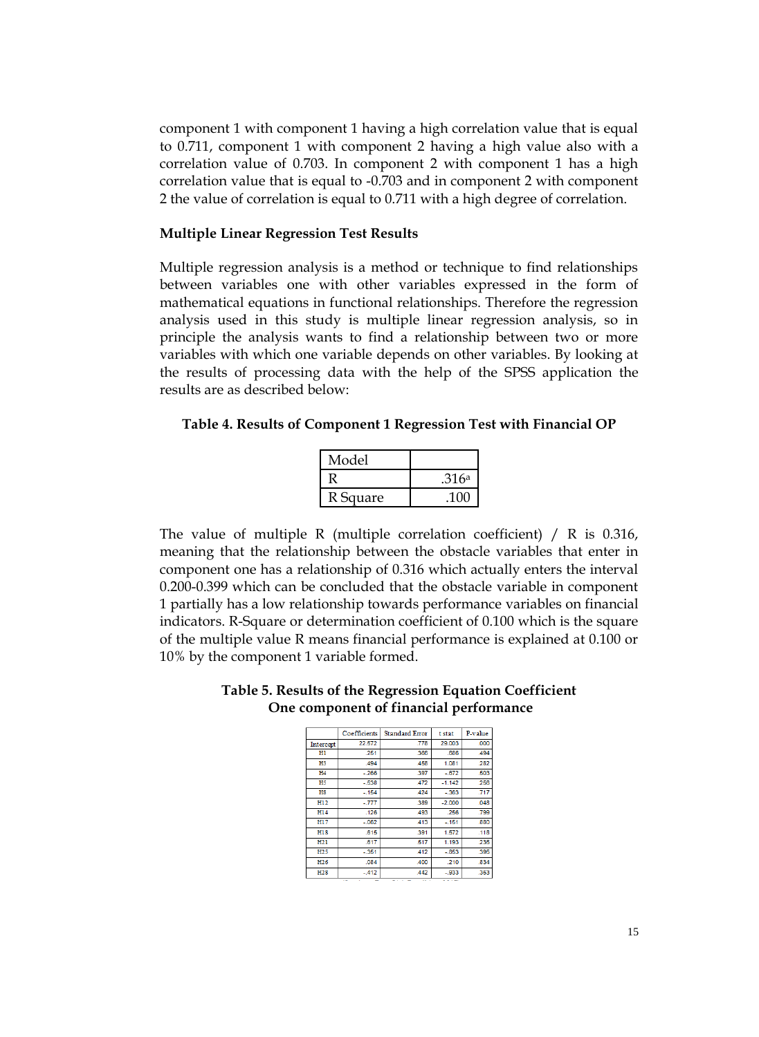component 1 with component 1 having a high correlation value that is equal to 0.711, component 1 with component 2 having a high value also with a correlation value of 0.703. In component 2 with component 1 has a high correlation value that is equal to -0.703 and in component 2 with component 2 the value of correlation is equal to 0.711 with a high degree of correlation.

**Multiple Linear Regression Test Results**

Multiple regression analysis is a method or technique to find relationships between variables one with other variables expressed in the form of mathematical equations in functional relationships. Therefore the regression analysis used in this study is multiple linear regression analysis, so in principle the analysis wants to find a relationship between two or more variables with which one variable depends on other variables. By looking at the results of processing data with the help of the SPSS application the results are as described below:

**Table 4. Results of Component 1 Regression Test with Financial OP**

| Model | |
|---|---|
| R | .316[a] |
| R Square | .100 |

The value of multiple R (multiple correlation coefficient) / R is 0.316, meaning that the relationship between the obstacle variables that enter in component one has a relationship of 0.316 which actually enters the interval 0.200-0.399 which can be concluded that the obstacle variable in component 1 partially has a low relationship towards performance variables on financial indicators. R-Square or determination coefficient of 0.100 which is the square of the multiple value R means financial performance is explained at 0.100 or 10% by the component 1 variable formed.

**Table 5. Results of the Regression Equation Coefficient One component of financial performance**

| | Coefficients | Standard Error | t stat | P-value |
|---|---|---|---|---|
| Intercept | 22.572 | .778 | 29.003 | .000 |
| H1 | .251 | .366 | .686 | .494 |
| H3 | .494 | .458 | 1.081 | .282 |
| H4 | -.266 | .397 | -.672 | .503 |
| H5 | -.538 | .472 | -1.142 | .256 |
| H8 | -.154 | .424 | -.363 | .717 |
| H12 | -.777 | .389 | -2.000 | .048 |
| H14 | .126 | .493 | .256 | .799 |
| H17 | -.062 | .413 | -.151 | .880 |
| H18 | .615 | .391 | 1.572 | .118 |
| H21 | .617 | .517 | 1.193 | .236 |
| H25 | -.351 | .412 | -.853 | .395 |
| H26 | .084 | .400 | .210 | .834 |
| H28 | -.412 | .442 | -.933 | .353 |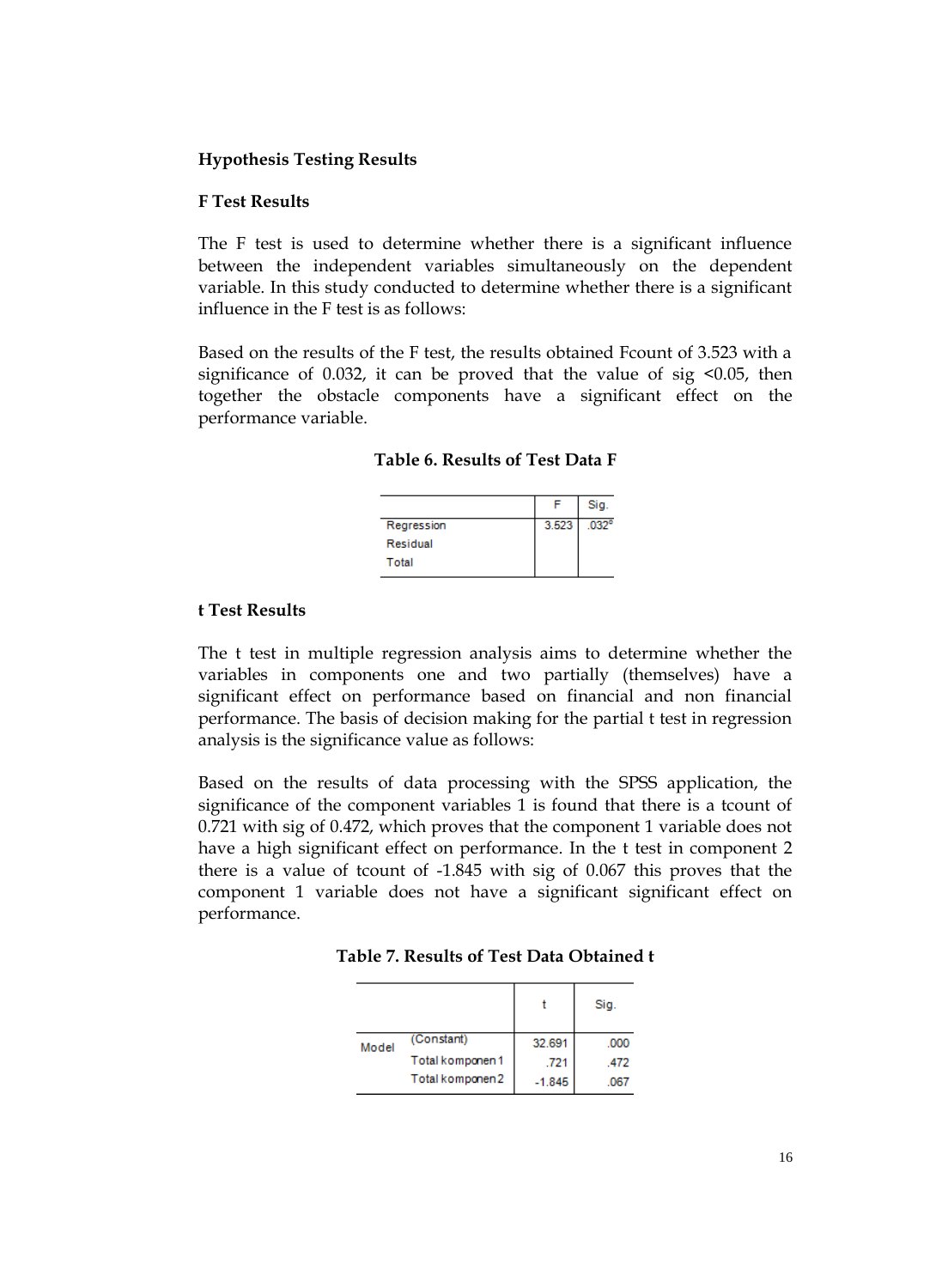**Hypothesis Testing Results**

**F Test Results**

The F test is used to determine whether there is a significant influence between the independent variables simultaneously on the dependent variable. In this study conducted to determine whether there is a significant influence in the F test is as follows:

Based on the results of the F test, the results obtained Fcount of 3.523 with a significance of 0.032, it can be proved that the value of sig <0.05, then together the obstacle components have a significant effect on the performance variable.

**Table 6. Results of Test Data F**

| | F | Sig. |
|---|---|---|
| Regression | 3.523 | .032[a] |
| Residual | | |
| Total | | |

**t Test Results**

The t test in multiple regression analysis aims to determine whether the variables in components one and two partially (themselves) have a significant effect on performance based on financial and non financial performance. The basis of decision making for the partial t test in regression analysis is the significance value as follows:

Based on the results of data processing with the SPSS application, the significance of the component variables 1 is found that there is a tcount of 0.721 with sig of 0.472, which proves that the component 1 variable does not have a high significant effect on performance. In the t test in component 2 there is a value of tcount of -1.845 with sig of 0.067 this proves that the component 1 variable does not have a significant significant effect on performance.

**Table 7. Results of Test Data Obtained t**

| | | t | Sig. |
|---|---|---|---|
| Model | (Constant) | 32.691 | .000 |
| | Total komponen 1 | .721 | .472 |
| | Total komponen 2 | -1.845 | .067 |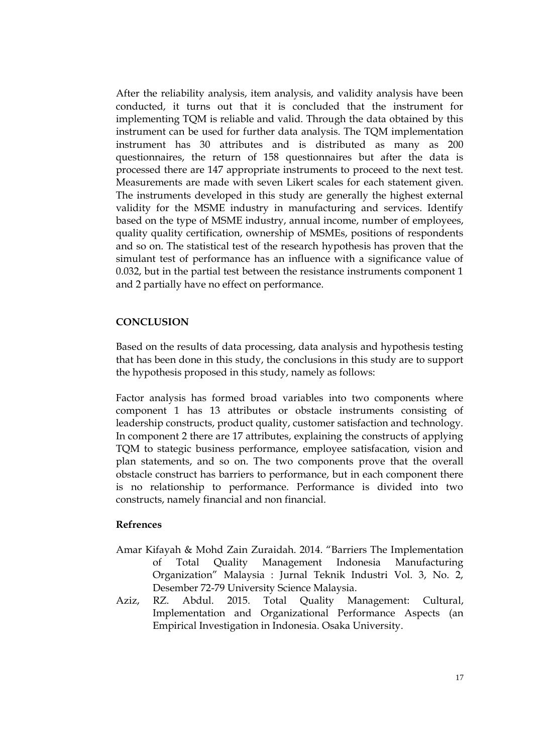After the reliability analysis, item analysis, and validity analysis have been conducted, it turns out that it is concluded that the instrument for implementing TQM is reliable and valid. Through the data obtained by this instrument can be used for further data analysis. The TQM implementation instrument has 30 attributes and is distributed as many as 200 questionnaires, the return of 158 questionnaires but after the data is processed there are 147 appropriate instruments to proceed to the next test. Measurements are made with seven Likert scales for each statement given. The instruments developed in this study are generally the highest external validity for the MSME industry in manufacturing and services. Identify based on the type of MSME industry, annual income, number of employees, quality quality certification, ownership of MSMEs, positions of respondents and so on. The statistical test of the research hypothesis has proven that the simulant test of performance has an influence with a significance value of 0.032, but in the partial test between the resistance instruments component 1 and 2 partially have no effect on performance.

## CONCLUSION

Based on the results of data processing, data analysis and hypothesis testing that has been done in this study, the conclusions in this study are to support the hypothesis proposed in this study, namely as follows:

Factor analysis has formed broad variables into two components where component 1 has 13 attributes or obstacle instruments consisting of leadership constructs, product quality, customer satisfaction and technology. In component 2 there are 17 attributes, explaining the constructs of applying TQM to stategic business performance, employee satisfacation, vision and plan statements, and so on. The two components prove that the overall obstacle construct has barriers to performance, but in each component there is no relationship to performance. Performance is divided into two constructs, namely financial and non financial.

### Refrences

Amar Kifayah & Mohd Zain Zuraidah. 2014. "Barriers The Implementation of Total Quality Management Indonesia Manufacturing Organization" Malaysia : Jurnal Teknik Industri Vol. 3, No. 2, Desember 72-79 University Science Malaysia.

Aziz, RZ. Abdul. 2015. Total Quality Management: Cultural, Implementation and Organizational Performance Aspects (an Empirical Investigation in Indonesia. Osaka University.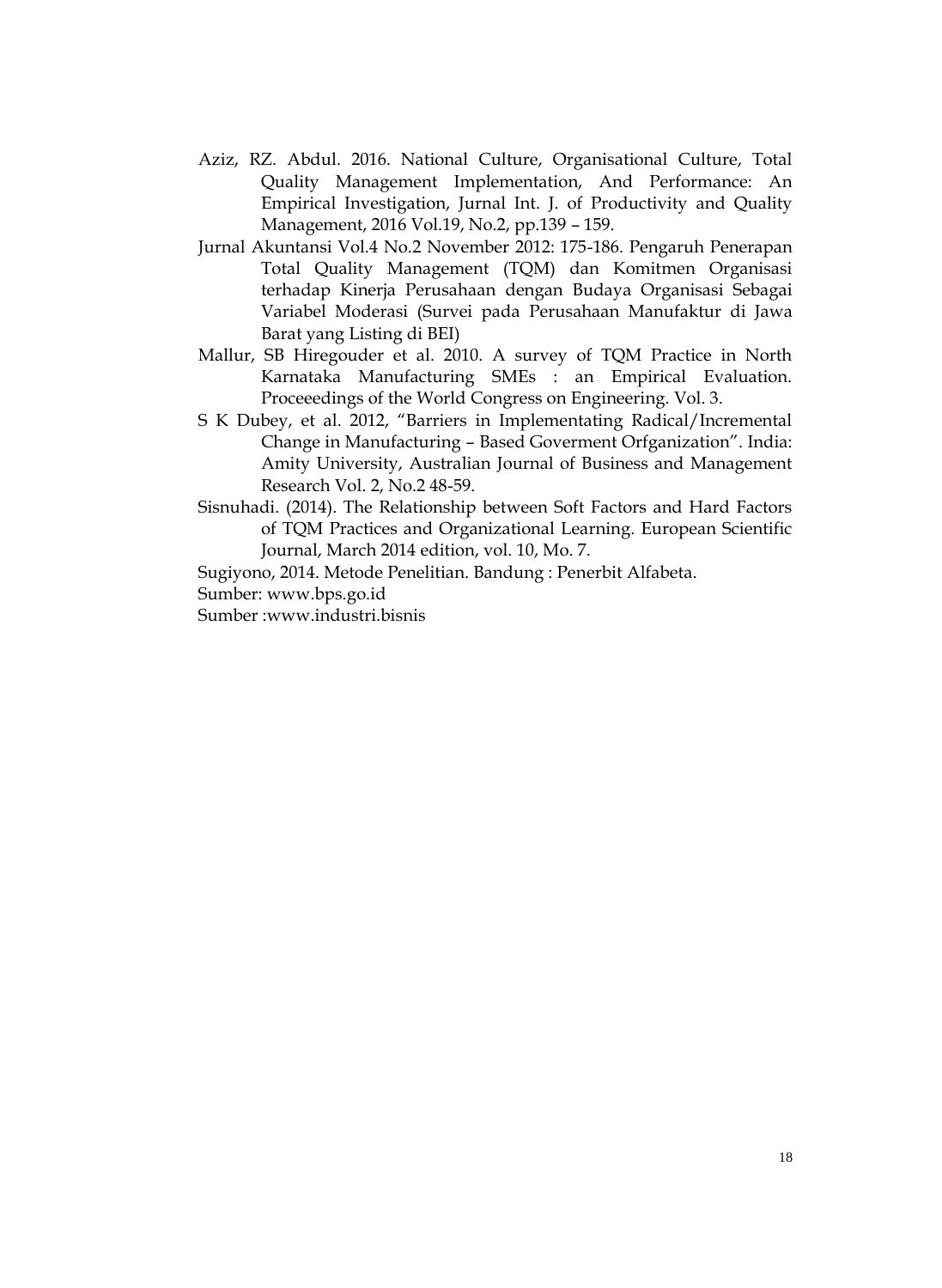Aziz, RZ. Abdul. 2016. National Culture, Organisational Culture, Total Quality Management Implementation, And Performance: An Empirical Investigation, Jurnal Int. J. of Productivity and Quality Management, 2016 Vol.19, No.2, pp.139 – 159.

Jurnal Akuntansi Vol.4 No.2 November 2012: 175-186. Pengaruh Penerapan Total Quality Management (TQM) dan Komitmen Organisasi terhadap Kinerja Perusahaan dengan Budaya Organisasi Sebagai Variabel Moderasi (Survei pada Perusahaan Manufaktur di Jawa Barat yang Listing di BEI)

Mallur, SB Hiregouder et al. 2010. A survey of TQM Practice in North Karnataka Manufacturing SMEs : an Empirical Evaluation. Proceeedings of the World Congress on Engineering. Vol. 3.

S K Dubey, et al. 2012, "Barriers in Implementating Radical/Incremental Change in Manufacturing – Based Goverment Orfganization". India: Amity University, Australian Journal of Business and Management Research Vol. 2, No.2 48-59.

Sisnuhadi. (2014). The Relationship between Soft Factors and Hard Factors of TQM Practices and Organizational Learning. European Scientific Journal, March 2014 edition, vol. 10, Mo. 7.

Sugiyono, 2014. Metode Penelitian. Bandung : Penerbit Alfabeta.

Sumber: www.bps.go.id

Sumber :www.industri.bisnis